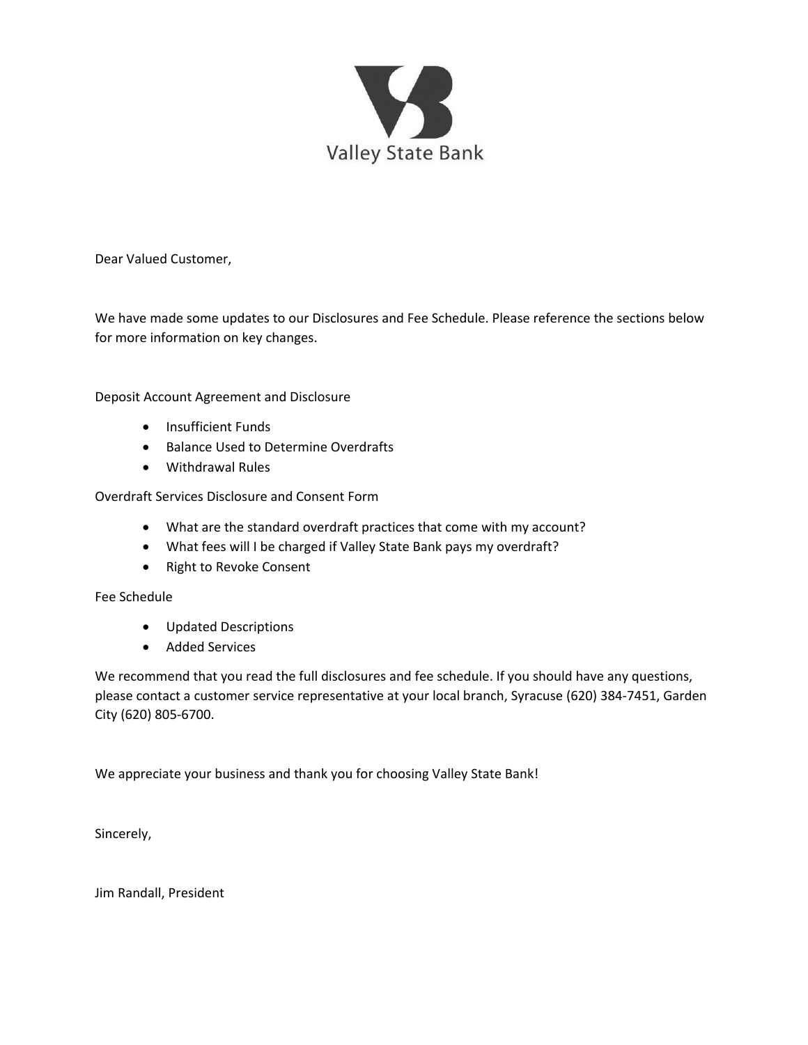Valley State Bank

Dear Valued Customer,

We have made some updates to our Disclosures and Fee Schedule. Please reference the sections below for more information on key changes.

Deposit Account Agreement and Disclosure

- Insufficient Funds
- Balance Used to Determine Overdrafts
- Withdrawal Rules

Overdraft Services Disclosure and Consent Form

- What are the standard overdraft practices that come with my account?
- What fees will I be charged if Valley State Bank pays my overdraft?
- Right to Revoke Consent

Fee Schedule

- Updated Descriptions
- Added Services

We recommend that you read the full disclosures and fee schedule. If you should have any questions, please contact a customer service representative at your local branch, Syracuse (620) 384-7451, Garden City (620) 805-6700.

We appreciate your business and thank you for choosing Valley State Bank!

Sincerely,

Jim Randall, President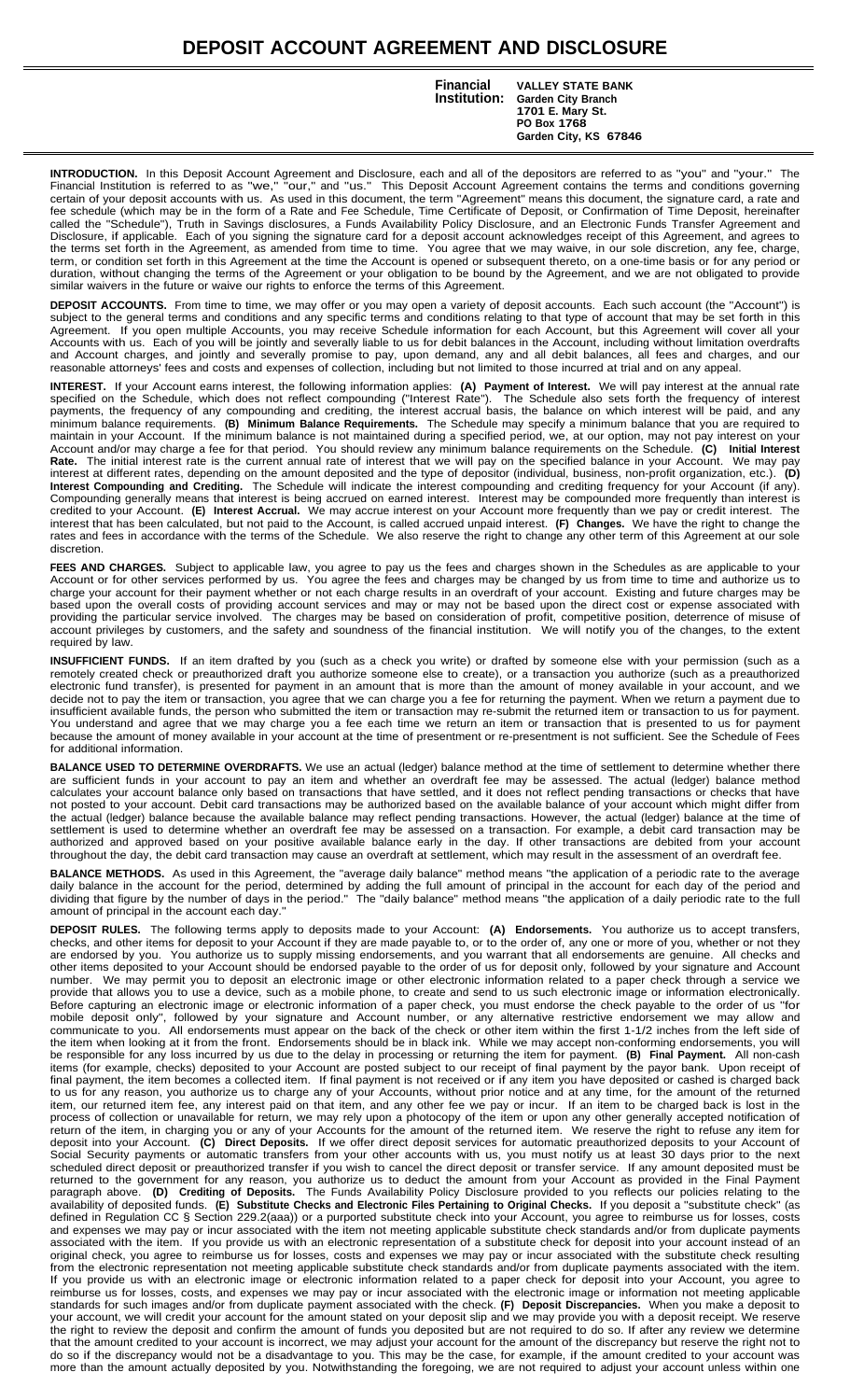# DEPOSIT ACCOUNT AGREEMENT AND DISCLOSURE

**Financial Institution:** **VALLEY STATE BANK**
**Garden City Branch**
**1701 E. Mary St.**
**PO Box 1768**
**Garden City, KS 67846**

**INTRODUCTION.** In this Deposit Account Agreement and Disclosure, each and all of the depositors are referred to as "you" and "your." The Financial Institution is referred to as "we," "our," and "us." This Deposit Account Agreement contains the terms and conditions governing certain of your deposit accounts with us. As used in this document, the term "Agreement" means this document, the signature card, a rate and fee schedule (which may be in the form of a Rate and Fee Schedule, Time Certificate of Deposit, or Confirmation of Time Deposit, hereinafter called the "Schedule"), Truth in Savings disclosures, a Funds Availability Policy Disclosure, and an Electronic Funds Transfer Agreement and Disclosure, if applicable. Each of you signing the signature card for a deposit account acknowledges receipt of this Agreement, and agrees to the terms set forth in the Agreement, as amended from time to time. You agree that we may waive, in our sole discretion, any fee, charge, term, or condition set forth in this Agreement at the time the Account is opened or subsequent thereto, on a one-time basis or for any period or duration, without changing the terms of the Agreement or your obligation to be bound by the Agreement, and we are not obligated to provide similar waivers in the future or waive our rights to enforce the terms of this Agreement.

**DEPOSIT ACCOUNTS.** From time to time, we may offer or you may open a variety of deposit accounts. Each such account (the "Account") is subject to the general terms and conditions and any specific terms and conditions relating to that type of account that may be set forth in this Agreement. If you open multiple Accounts, you may receive Schedule information for each Account, but this Agreement will cover all your Accounts with us. Each of you will be jointly and severally liable to us for debit balances in the Account, including without limitation overdrafts and Account charges, and jointly and severally promise to pay, upon demand, any and all debit balances, all fees and charges, and our reasonable attorneys' fees and costs and expenses of collection, including but not limited to those incurred at trial and on any appeal.

**INTEREST.** If your Account earns interest, the following information applies: **(A) Payment of Interest.** We will pay interest at the annual rate specified on the Schedule, which does not reflect compounding ("Interest Rate"). The Schedule also sets forth the frequency of interest payments, the frequency of any compounding and crediting, the interest accrual basis, the balance on which interest will be paid, and any minimum balance requirements. **(B) Minimum Balance Requirements.** The Schedule may specify a minimum balance that you are required to maintain in your Account. If the minimum balance is not maintained during a specified period, we, at our option, may not pay interest on your Account and/or may charge a fee for that period. You should review any minimum balance requirements on the Schedule. **(C) Initial Interest Rate.** The initial interest rate is the current annual rate of interest that we will pay on the specified balance in your Account. We may pay interest at different rates, depending on the amount deposited and the type of depositor (individual, business, non-profit organization, etc.). **(D) Interest Compounding and Crediting.** The Schedule will indicate the interest compounding and crediting frequency for your Account (if any). Compounding generally means that interest is being accrued on earned interest. Interest may be compounded more frequently than interest is credited to your Account. **(E) Interest Accrual.** We may accrue interest on your Account more frequently than we pay or credit interest. The interest that has been calculated, but not paid to the Account, is called accrued unpaid interest. **(F) Changes.** We have the right to change the rates and fees in accordance with the terms of the Schedule. We also reserve the right to change any other term of this Agreement at our sole discretion.

**FEES AND CHARGES.** Subject to applicable law, you agree to pay us the fees and charges shown in the Schedules as are applicable to your Account or for other services performed by us. You agree the fees and charges may be changed by us from time to time and authorize us to charge your account for their payment whether or not each charge results in an overdraft of your account. Existing and future charges may be based upon the overall costs of providing account services and may or may not be based upon the direct cost or expense associated with providing the particular service involved. The charges may be based on consideration of profit, competitive position, deterrence of misuse of account privileges by customers, and the safety and soundness of the financial institution. We will notify you of the changes, to the extent required by law.

**INSUFFICIENT FUNDS.** If an item drafted by you (such as a check you write) or drafted by someone else with your permission (such as a remotely created check or preauthorized draft you authorize someone else to create), or a transaction you authorize (such as a preauthorized electronic fund transfer), is presented for payment in an amount that is more than the amount of money available in your account, and we decide not to pay the item or transaction, you agree that we can charge you a fee for returning the payment. When we return a payment due to insufficient available funds, the person who submitted the item or transaction may re-submit the returned item or transaction to us for payment. You understand and agree that we may charge you a fee each time we return an item or transaction that is presented to us for payment because the amount of money available in your account at the time of presentment or re-presentment is not sufficient. See the Schedule of Fees for additional information.

**BALANCE USED TO DETERMINE OVERDRAFTS.** We use an actual (ledger) balance method at the time of settlement to determine whether there are sufficient funds in your account to pay an item and whether an overdraft fee may be assessed. The actual (ledger) balance method calculates your account balance only based on transactions that have settled, and it does not reflect pending transactions or checks that have not posted to your account. Debit card transactions may be authorized based on the available balance of your account which might differ from the actual (ledger) balance because the available balance may reflect pending transactions. However, the actual (ledger) balance at the time of settlement is used to determine whether an overdraft fee may be assessed on a transaction. For example, a debit card transaction may be authorized and approved based on your positive available balance early in the day. If other transactions are debited from your account throughout the day, the debit card transaction may cause an overdraft at settlement, which may result in the assessment of an overdraft fee.

**BALANCE METHODS.** As used in this Agreement, the "average daily balance" method means "the application of a periodic rate to the average daily balance in the account for the period, determined by adding the full amount of principal in the account for each day of the period and dividing that figure by the number of days in the period." The "daily balance" method means "the application of a daily periodic rate to the full amount of principal in the account each day."

**DEPOSIT RULES.** The following terms apply to deposits made to your Account: **(A) Endorsements.** You authorize us to accept transfers, checks, and other items for deposit to your Account if they are made payable to, or to the order of, any one or more of you, whether or not they are endorsed by you. You authorize us to supply missing endorsements, and you warrant that all endorsements are genuine. All checks and other items deposited to your Account should be endorsed payable to the order of us for deposit only, followed by your signature and Account number. We may permit you to deposit an electronic image or other electronic information related to a paper check through a service we provide that allows you to use a device, such as a mobile phone, to create and send to us such electronic image or information electronically. Before capturing an electronic image or electronic information of a paper check, you must endorse the check payable to the order of us "for mobile deposit only", followed by your signature and Account number, or any alternative restrictive endorsement we may allow and communicate to you. All endorsements must appear on the back of the check or other item within the first 1-1/2 inches from the left side of the item when looking at it from the front. Endorsements should be in black ink. While we may accept non-conforming endorsements, you will be responsible for any loss incurred by us due to the delay in processing or returning the item for payment. **(B) Final Payment.** All non-cash items (for example, checks) deposited to your Account are posted subject to our receipt of final payment by the payor bank. Upon receipt of final payment, the item becomes a collected item. If final payment is not received or if any item you have deposited or cashed is charged back to us for any reason, you authorize us to charge any of your Accounts, without prior notice and at any time, for the amount of the returned item, our returned item fee, any interest paid on that item, and any other fee we pay or incur. If an item to be charged back is lost in the process of collection or unavailable for return, we may rely upon a photocopy of the item or upon any other generally accepted notification of return of the item, in charging you or any of your Accounts for the amount of the returned item. We reserve the right to refuse any item for deposit into your Account. **(C) Direct Deposits.** If we offer direct deposit services for automatic preauthorized deposits to your Account of Social Security payments or automatic transfers from your other accounts with us, you must notify us at least 30 days prior to the next scheduled direct deposit or preauthorized transfer if you wish to cancel the direct deposit or transfer service. If any amount deposited must be returned to the government for any reason, you authorize us to deduct the amount from your Account as provided in the Final Payment paragraph above. **(D) Crediting of Deposits.** The Funds Availability Policy Disclosure provided to you reflects our policies relating to the availability of deposited funds. **(E) Substitute Checks and Electronic Files Pertaining to Original Checks.** If you deposit a "substitute check" (as defined in Regulation CC § Section 229.2(aaa)) or a purported substitute check into your Account, you agree to reimburse us for losses, costs and expenses we may pay or incur associated with the item not meeting applicable substitute check standards and/or from duplicate payments associated with the item. If you provide us with an electronic representation of a substitute check for deposit into your account instead of an original check, you agree to reimburse us for losses, costs and expenses we may pay or incur associated with the substitute check resulting from the electronic representation not meeting applicable substitute check standards and/or from duplicate payments associated with the item. If you provide us with an electronic image or electronic information related to a paper check for deposit into your Account, you agree to reimburse us for losses, costs, and expenses we may pay or incur associated with the electronic image or information not meeting applicable standards for such images and/or from duplicate payment associated with the check. **(F) Deposit Discrepancies.** When you make a deposit to your account, we will credit your account for the amount stated on your deposit slip and we may provide you with a deposit receipt. We reserve the right to review the deposit and confirm the amount of funds you deposited but are not required to do so. If after any review we determine that the amount credited to your account is incorrect, we may adjust your account for the amount of the discrepancy but reserve the right not to do so if the discrepancy would not be a disadvantage to you. This may be the case, for example, if the amount credited to your account was more than the amount actually deposited by you. Notwithstanding the foregoing, we are not required to adjust your account unless within one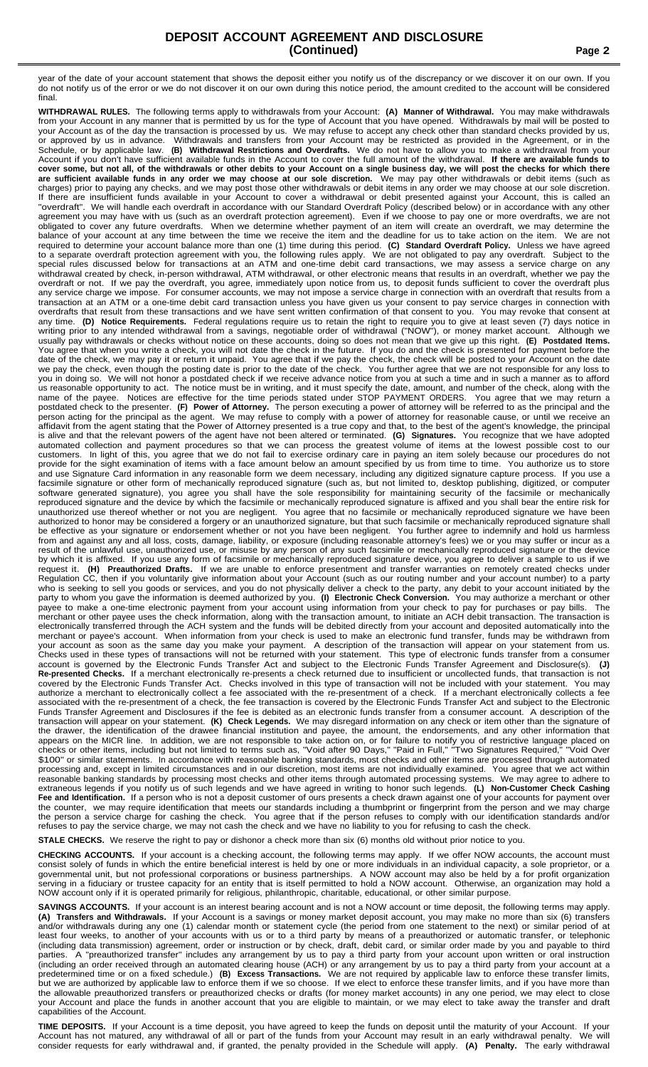year of the date of your account statement that shows the deposit either you notify us of the discrepancy or we discover it on our own. If you do not notify us of the error or we do not discover it on our own during this notice period, the amount credited to the account will be considered final.

**WITHDRAWAL RULES.** The following terms apply to withdrawals from your Account: **(A) Manner of Withdrawal.** You may make withdrawals from your Account in any manner that is permitted by us for the type of Account that you have opened. Withdrawals by mail will be posted to your Account as of the day the transaction is processed by us. We may refuse to accept any check other than standard checks provided by us, or approved by us in advance. Withdrawals and transfers from your Account may be restricted as provided in the Agreement, or in the Schedule, or by applicable law. **(B) Withdrawal Restrictions and Overdrafts.** We do not have to allow you to make a withdrawal from your Account if you don't have sufficient available funds in the Account to cover the full amount of the withdrawal. **If there are available funds to cover some, but not all, of the withdrawals or other debits to your Account on a single business day, we will post the checks for which there are sufficient available funds in any order we may choose at our sole discretion.** We may pay other withdrawals or debit items (such as charges) prior to paying any checks, and we may post those other withdrawals or debit items in any order we may choose at our sole discretion. If there are insufficient funds available in your Account to cover a withdrawal or debit presented against your Account, this is called an "overdraft". We will handle each overdraft in accordance with our Standard Overdraft Policy (described below) or in accordance with any other agreement you may have with us (such as an overdraft protection agreement). Even if we choose to pay one or more overdrafts, we are not obligated to cover any future overdrafts. When we determine whether payment of an item will create an overdraft, we may determine the balance of your account at any time between the time we receive the item and the deadline for us to take action on the item. We are not required to determine your account balance more than one (1) time during this period. **(C) Standard Overdraft Policy.** Unless we have agreed to a separate overdraft protection agreement with you, the following rules apply. We are not obligated to pay any overdraft. Subject to the special rules discussed below for transactions at an ATM and one-time debit card transactions, we may assess a service charge on any withdrawal created by check, in-person withdrawal, ATM withdrawal, or other electronic means that results in an overdraft, whether we pay the overdraft or not. If we pay the overdraft, you agree, immediately upon notice from us, to deposit funds sufficient to cover the overdraft plus any service charge we impose. For consumer accounts, we may not impose a service charge in connection with an overdraft that results from a transaction at an ATM or a one-time debit card transaction unless you have given us your consent to pay service charges in connection with overdrafts that result from these transactions and we have sent written confirmation of that consent to you. You may revoke that consent at any time. **(D) Notice Requirements.** Federal regulations require us to retain the right to require you to give at least seven (7) days notice in writing prior to any intended withdrawal from a savings, negotiable order of withdrawal ("NOW"), or money market account. Although we usually pay withdrawals or checks without notice on these accounts, doing so does not mean that we give up this right. **(E) Postdated Items.** You agree that when you write a check, you will not date the check in the future. If you do and the check is presented for payment before the date of the check, we may pay it or return it unpaid. You agree that if we pay the check, the check will be posted to your Account on the date we pay the check, even though the posting date is prior to the date of the check. You further agree that we are not responsible for any loss to you in doing so. We will not honor a postdated check if we receive advance notice from you at such a time and in such a manner as to afford us reasonable opportunity to act. The notice must be in writing, and it must specify the date, amount, and number of the check, along with the name of the payee. Notices are effective for the time periods stated under STOP PAYMENT ORDERS. You agree that we may return a postdated check to the presenter. **(F) Power of Attorney.** The person executing a power of attorney will be referred to as the principal and the person acting for the principal as the agent. We may refuse to comply with a power of attorney for reasonable cause, or until we receive an affidavit from the agent stating that the Power of Attorney presented is a true copy and that, to the best of the agent's knowledge, the principal is alive and that the relevant powers of the agent have not been altered or terminated. **(G) Signatures.** You recognize that we have adopted automated collection and payment procedures so that we can process the greatest volume of items at the lowest possible cost to our customers. In light of this, you agree that we do not fail to exercise ordinary care in paying an item solely because our procedures do not provide for the sight examination of items with a face amount below an amount specified by us from time to time. You authorize us to store and use Signature Card information in any reasonable form we deem necessary, including any digitized signature capture process. If you use a facsimile signature or other form of mechanically reproduced signature (such as, but not limited to, desktop publishing, digitized, or computer software generated signature), you agree you shall have the sole responsibility for maintaining security of the facsimile or mechanically reproduced signature and the device by which the facsimile or mechanically reproduced signature is affixed and you shall bear the entire risk for unauthorized use thereof whether or not you are negligent. You agree that no facsimile or mechanically reproduced signature we have been authorized to honor may be considered a forgery or an unauthorized signature, but that such facsimile or mechanically reproduced signature shall be effective as your signature or endorsement whether or not you have been negligent. You further agree to indemnify and hold us harmless from and against any and all loss, costs, damage, liability, or exposure (including reasonable attorney's fees) we or you may suffer or incur as a result of the unlawful use, unauthorized use, or misuse by any person of any such facsimile or mechanically reproduced signature or the device by which it is affixed. If you use any form of facsimile or mechanically reproduced signature device, you agree to deliver a sample to us if we request it. **(H) Preauthorized Drafts.** If we are unable to enforce presentment and transfer warranties on remotely created checks under Regulation CC, then if you voluntarily give information about your Account (such as our routing number and your account number) to a party who is seeking to sell you goods or services, and you do not physically deliver a check to the party, any debit to your Account initiated by the party to whom you gave the information is deemed authorized by you. **(I) Electronic Check Conversion.** You may authorize a merchant or other payee to make a one-time electronic payment from your account using information from your check to pay for purchases or pay bills. The merchant or other payee uses the check information, along with the transaction amount, to initiate an ACH debit transaction. The transaction is electronically transferred through the ACH system and the funds will be debited directly from your account and deposited automatically into the merchant or payee's account. When information from your check is used to make an electronic fund transfer, funds may be withdrawn from your account as soon as the same day you make your payment. A description of the transaction will appear on your statement from us. Checks used in these types of transactions will not be returned with your statement. This type of electronic funds transfer from a consumer account is governed by the Electronic Funds Transfer Act and subject to the Electronic Funds Transfer Agreement and Disclosure(s). **(J) Re-presented Checks.** If a merchant electronically re-presents a check returned due to insufficient or uncollected funds, that transaction is not covered by the Electronic Funds Transfer Act. Checks involved in this type of transaction will not be included with your statement. You may authorize a merchant to electronically collect a fee associated with the re-presentment of a check. If a merchant electronically collects a fee associated with the re-presentment of a check, the fee transaction is covered by the Electronic Funds Transfer Act and subject to the Electronic Funds Transfer Agreement and Disclosures if the fee is debited as an electronic funds transfer from a consumer account. A description of the transaction will appear on your statement. **(K) Check Legends.** We may disregard information on any check or item other than the signature of the drawer, the identification of the drawee financial institution and payee, the amount, the endorsements, and any other information that appears on the MICR line. In addition, we are not responsible to take action on, or for failure to notify you of restrictive language placed on checks or other items, including but not limited to terms such as, "Void after 90 Days," "Paid in Full," "Two Signatures Required," "Void Over $100" or similar statements. In accordance with reasonable banking standards, most checks and other items are processed through automated processing and, except in limited circumstances and in our discretion, most items are not individually examined. You agree that we act within reasonable banking standards by processing most checks and other items through automated processing systems. We may agree to adhere to extraneous legends if you notify us of such legends and we have agreed in writing to honor such legends. **(L) Non-Customer Check Cashing Fee and Identification.** If a person who is not a deposit customer of ours presents a check drawn against one of your accounts for payment over the counter, we may require identification that meets our standards including a thumbprint or fingerprint from the person and we may charge the person a service charge for cashing the check. You agree that if the person refuses to comply with our identification standards and/or refuses to pay the service charge, we may not cash the check and we have no liability to you for refusing to cash the check.

**STALE CHECKS.** We reserve the right to pay or dishonor a check more than six (6) months old without prior notice to you.

**CHECKING ACCOUNTS.** If your account is a checking account, the following terms may apply. If we offer NOW accounts, the account must consist solely of funds in which the entire beneficial interest is held by one or more individuals in an individual capacity, a sole proprietor, or a governmental unit, but not professional corporations or business partnerships. A NOW account may also be held by a for profit organization serving in a fiduciary or trustee capacity for an entity that is itself permitted to hold a NOW account. Otherwise, an organization may hold a NOW account only if it is operated primarily for religious, philanthropic, charitable, educational, or other similar purpose.

**SAVINGS ACCOUNTS.** If your account is an interest bearing account and is not a NOW account or time deposit, the following terms may apply. **(A) Transfers and Withdrawals.** If your Account is a savings or money market deposit account, you may make no more than six (6) transfers and/or withdrawals during any one (1) calendar month or statement cycle (the period from one statement to the next) or similar period of at least four weeks, to another of your accounts with us or to a third party by means of a preauthorized or automatic transfer, or telephonic (including data transmission) agreement, order or instruction or by check, draft, debit card, or similar order made by you and payable to third parties. A "preauthorized transfer" includes any arrangement by us to pay a third party from your account upon written or oral instruction (including an order received through an automated clearing house (ACH) or any arrangement by us to pay a third party from your account at a predetermined time or on a fixed schedule.) **(B) Excess Transactions.** We are not required by applicable law to enforce these transfer limits, but we are authorized by applicable law to enforce them if we so choose. If we elect to enforce these transfer limits, and if you have more than the allowable preauthorized transfers or preauthorized checks or drafts (for money market accounts) in any one period, we may elect to close your Account and place the funds in another account that you are eligible to maintain, or we may elect to take away the transfer and draft capabilities of the Account.

**TIME DEPOSITS.** If your Account is a time deposit, you have agreed to keep the funds on deposit until the maturity of your Account. If your Account has not matured, any withdrawal of all or part of the funds from your Account may result in an early withdrawal penalty. We will consider requests for early withdrawal and, if granted, the penalty provided in the Schedule will apply. **(A) Penalty.** The early withdrawal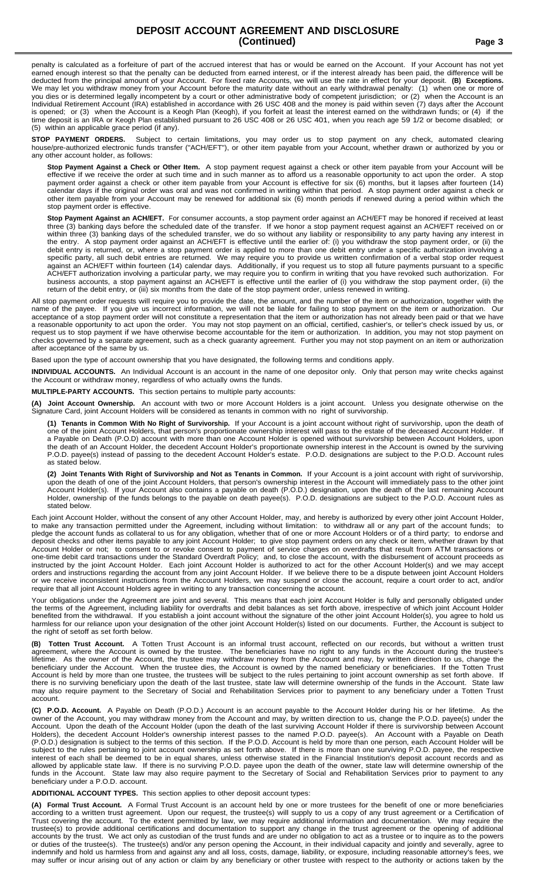penalty is calculated as a forfeiture of part of the accrued interest that has or would be earned on the Account. If your Account has not yet earned enough interest so that the penalty can be deducted from earned interest, or if the interest already has been paid, the difference will be deducted from the principal amount of your Account. For fixed rate Accounts, we will use the rate in effect for your deposit. **(B) Exceptions.** We may let you withdraw money from your Account before the maturity date without an early withdrawal penalty: (1) when one or more of you dies or is determined legally incompetent by a court or other administrative body of competent jurisdiction; or (2) when the Account is an Individual Retirement Account (IRA) established in accordance with 26 USC 408 and the money is paid within seven (7) days after the Account is opened; or (3) when the Account is a Keogh Plan (Keogh), if you forfeit at least the interest earned on the withdrawn funds; or (4) if the time deposit is an IRA or Keogh Plan established pursuant to 26 USC 408 or 26 USC 401, when you reach age 59 1/2 or become disabled; or (5) within an applicable grace period (if any).

**STOP PAYMENT ORDERS.** Subject to certain limitations, you may order us to stop payment on any check, automated clearing house/pre-authorized electronic funds transfer ("ACH/EFT"), or other item payable from your Account, whether drawn or authorized by you or any other account holder, as follows:

**Stop Payment Against a Check or Other Item.** A stop payment request against a check or other item payable from your Account will be effective if we receive the order at such time and in such manner as to afford us a reasonable opportunity to act upon the order. A stop payment order against a check or other item payable from your Account is effective for six (6) months, but it lapses after fourteen (14) calendar days if the original order was oral and was not confirmed in writing within that period. A stop payment order against a check or other item payable from your Account may be renewed for additional six (6) month periods if renewed during a period within which the stop payment order is effective.

**Stop Payment Against an ACH/EFT.** For consumer accounts, a stop payment order against an ACH/EFT may be honored if received at least three (3) banking days before the scheduled date of the transfer. If we honor a stop payment request against an ACH/EFT received on or within three (3) banking days of the scheduled transfer, we do so without any liability or responsibility to any party having any interest in the entry. A stop payment order against an ACH/EFT is effective until the earlier of: (i) you withdraw the stop payment order, or (ii) the debit entry is returned, or, where a stop payment order is applied to more than one debit entry under a specific authorization involving a specific party, all such debit entries are returned. We may require you to provide us written confirmation of a verbal stop order request against an ACH/EFT within fourteen (14) calendar days. Additionally, if you request us to stop all future payments pursuant to a specific ACH/EFT authorization involving a particular party, we may require you to confirm in writing that you have revoked such authorization. For business accounts, a stop payment against an ACH/EFT is effective until the earlier of (i) you withdraw the stop payment order, (ii) the return of the debit entry, or (iii) six months from the date of the stop payment order, unless renewed in writing.

All stop payment order requests will require you to provide the date, the amount, and the number of the item or authorization, together with the name of the payee. If you give us incorrect information, we will not be liable for failing to stop payment on the item or authorization. Our acceptance of a stop payment order will not constitute a representation that the item or authorization has not already been paid or that we have a reasonable opportunity to act upon the order. You may not stop payment on an official, certified, cashier's, or teller's check issued by us, or request us to stop payment if we have otherwise become accountable for the item or authorization. In addition, you may not stop payment on checks governed by a separate agreement, such as a check guaranty agreement. Further you may not stop payment on an item or authorization after acceptance of the same by us.

Based upon the type of account ownership that you have designated, the following terms and conditions apply.

**INDIVIDUAL ACCOUNTS.** An Individual Account is an account in the name of one depositor only. Only that person may write checks against the Account or withdraw money, regardless of who actually owns the funds.

**MULTIPLE-PARTY ACCOUNTS.** This section pertains to multiple party accounts:

**(A) Joint Account Ownership.** An account with two or more Account Holders is a joint account. Unless you designate otherwise on the Signature Card, joint Account Holders will be considered as tenants in common with no right of survivorship.

**(1) Tenants in Common With No Right of Survivorship.** If your Account is a joint account without right of survivorship, upon the death of one of the joint Account Holders, that person's proportionate ownership interest will pass to the estate of the deceased Account Holder. If a Payable on Death (P.O.D) account with more than one Account Holder is opened without survivorship between Account Holders, upon the death of an Account Holder, the decedent Account Holder's proportionate ownership interest in the Account is owned by the surviving P.O.D. payee(s) instead of passing to the decedent Account Holder's estate. P.O.D. designations are subject to the P.O.D. Account rules as stated below.

**(2) Joint Tenants With Right of Survivorship and Not as Tenants in Common.** If your Account is a joint account with right of survivorship, upon the death of one of the joint Account Holders, that person's ownership interest in the Account will immediately pass to the other joint Account Holder(s). If your Account also contains a payable on death (P.O.D.) designation, upon the death of the last remaining Account Holder, ownership of the funds belongs to the payable on death payee(s). P.O.D. designations are subject to the P.O.D. Account rules as stated below.

Each joint Account Holder, without the consent of any other Account Holder, may, and hereby is authorized by every other joint Account Holder, to make any transaction permitted under the Agreement, including without limitation: to withdraw all or any part of the account funds; to pledge the account funds as collateral to us for any obligation, whether that of one or more Account Holders or of a third party; to endorse and deposit checks and other items payable to any joint Account Holder; to give stop payment orders on any check or item, whether drawn by that Account Holder or not; to consent to or revoke consent to payment of service charges on overdrafts that result from ATM transactions or one-time debit card transactions under the Standard Overdraft Policy; and, to close the account, with the disbursement of account proceeds as instructed by the joint Account Holder. Each joint Account Holder is authorized to act for the other Account Holder(s) and we may accept orders and instructions regarding the account from any joint Account Holder. If we believe there to be a dispute between joint Account Holders or we receive inconsistent instructions from the Account Holders, we may suspend or close the account, require a court order to act, and/or require that all joint Account Holders agree in writing to any transaction concerning the account.

Your obligations under the Agreement are joint and several. This means that each joint Account Holder is fully and personally obligated under the terms of the Agreement, including liability for overdrafts and debit balances as set forth above, irrespective of which joint Account Holder benefited from the withdrawal. If you establish a joint account without the signature of the other joint Account Holder(s), you agree to hold us harmless for our reliance upon your designation of the other joint Account Holder(s) listed on our documents. Further, the Account is subject to the right of setoff as set forth below.

**(B) Totten Trust Account.** A Totten Trust Account is an informal trust account, reflected on our records, but without a written trust agreement, where the Account is owned by the trustee. The beneficiaries have no right to any funds in the Account during the trustee's lifetime. As the owner of the Account, the trustee may withdraw money from the Account and may, by written direction to us, change the beneficiary under the Account. When the trustee dies, the Account is owned by the named beneficiary or beneficiaries. If the Totten Trust Account is held by more than one trustee, the trustees will be subject to the rules pertaining to joint account ownership as set forth above. If there is no surviving beneficiary upon the death of the last trustee, state law will determine ownership of the funds in the Account. State law may also require payment to the Secretary of Social and Rehabilitation Services prior to payment to any beneficiary under a Totten Trust account.

**(C) P.O.D. Account.** A Payable on Death (P.O.D.) Account is an account payable to the Account Holder during his or her lifetime. As the owner of the Account, you may withdraw money from the Account and may, by written direction to us, change the P.O.D. payee(s) under the Account. Upon the death of the Account Holder (upon the death of the last surviving Account Holder if there is survivorship between Account Holders), the decedent Account Holder's ownership interest passes to the named P.O.D. payee(s). An Account with a Payable on Death (P.O.D.) designation is subject to the terms of this section. If the P.O.D. Account is held by more than one person, each Account Holder will be subject to the rules pertaining to joint account ownership as set forth above. If there is more than one surviving P.O.D. payee, the respective interest of each shall be deemed to be in equal shares, unless otherwise stated in the Financial Institution's deposit account records and as allowed by applicable state law. If there is no surviving P.O.D. payee upon the death of the owner, state law will determine ownership of the funds in the Account. State law may also require payment to the Secretary of Social and Rehabilitation Services prior to payment to any beneficiary under a P.O.D. account.

**ADDITIONAL ACCOUNT TYPES.** This section applies to other deposit account types:

**(A) Formal Trust Account.** A Formal Trust Account is an account held by one or more trustees for the benefit of one or more beneficiaries according to a written trust agreement. Upon our request, the trustee(s) will supply to us a copy of any trust agreement or a Certification of Trust covering the account. To the extent permitted by law, we may require additional information and documentation. We may require the trustee(s) to provide additional certifications and documentation to support any change in the trust agreement or the opening of additional accounts by the trust. We act only as custodian of the trust funds and are under no obligation to act as a trustee or to inquire as to the powers or duties of the trustee(s). The trustee(s) and/or any person opening the Account, in their individual capacity and jointly and severally, agree to indemnify and hold us harmless from and against any and all loss, costs, damage, liability, or exposure, including reasonable attorney's fees, we may suffer or incur arising out of any action or claim by any beneficiary or other trustee with respect to the authority or actions taken by the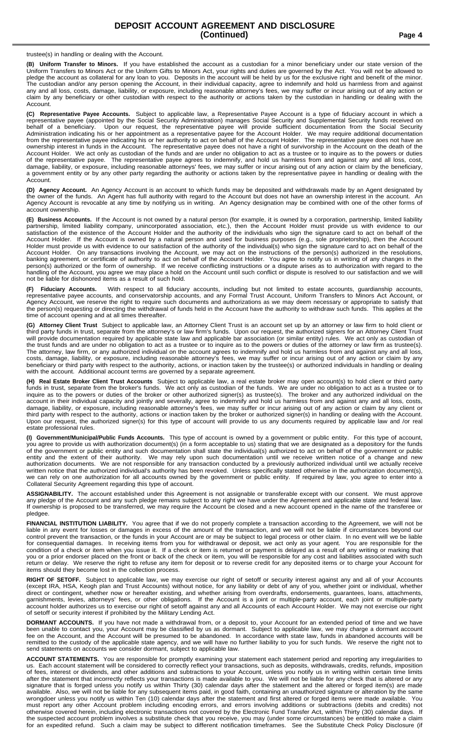trustee(s) in handling or dealing with the Account.

**(B) Uniform Transfer to Minors.** If you have established the account as a custodian for a minor beneficiary under our state version of the Uniform Transfers to Minors Act or the Uniform Gifts to Minors Act, your rights and duties are governed by the Act. You will not be allowed to pledge the account as collateral for any loan to you. Deposits in the account will be held by us for the exclusive right and benefit of the minor. The custodian and/or any person opening the Account, in their individual capacity, agree to indemnify and hold us harmless from and against any and all loss, costs, damage, liability, or exposure, including reasonable attorney's fees, we may suffer or incur arising out of any action or claim by any beneficiary or other custodian with respect to the authority or actions taken by the custodian in handling or dealing with the Account.

**(C) Representative Payee Accounts.** Subject to applicable law, a Representative Payee Account is a type of fiduciary account in which a representative payee (appointed by the Social Security Administration) manages Social Security and Supplemental Security funds received on behalf of a beneficiary. Upon our request, the representative payee will provide sufficient documentation from the Social Security Administration indicating his or her appointment as a representative payee for the Account Holder. We may require additional documentation from the representative payee indicating his or her authority to act on behalf of the Account Holder. The representative payee does not have an ownership interest in funds in the Account. The representative payee does not have a right of survivorship in the Account on the death of the Account Holder. We act only as custodian of the funds and are under no obligation to act as a trustee or to inquire as to the powers or duties of the representative payee. The representative payee agrees to indemnify, and hold us harmless from and against any and all loss, cost, damage, liability, or exposure, including reasonable attorneys' fees, we may suffer or incur arising out of any action or claim by the beneficiary, a government entity or by any other party regarding the authority or actions taken by the representative payee in handling or dealing with the Account.

**(D) Agency Account.** An Agency Account is an account to which funds may be deposited and withdrawals made by an Agent designated by the owner of the funds. An Agent has full authority with regard to the Account but does not have an ownership interest in the account. An Agency Account is revocable at any time by notifying us in writing. An Agency designation may be combined with one of the other forms of account ownership.

**(E) Business Accounts.** If the Account is not owned by a natural person (for example, it is owned by a corporation, partnership, limited liability partnership, limited liability company, unincorporated association, etc.), then the Account Holder must provide us with evidence to our satisfaction of the existence of the Account Holder and the authority of the individuals who sign the signature card to act on behalf of the Account Holder. If the Account is owned by a natural person and used for business purposes (e.g., sole proprietorship), then the Account Holder must provide us with evidence to our satisfaction of the authority of the individual(s) who sign the signature card to act on behalf of the Account Holder. On any transactions involving the Account, we may act on the instructions of the person(s) authorized in the resolutions, banking agreement, or certificate of authority to act on behalf of the Account Holder. You agree to notify us in writing of any changes in the person(s) authorized or the form of ownership. If we receive conflicting instructions or a dispute arises as to authorization with regard to the handling of the Account, you agree we may place a hold on the Account until such conflict or dispute is resolved to our satisfaction and we will not be liable for dishonored items as a result of such hold.

**(F) Fiduciary Accounts.** With respect to all fiduciary accounts, including but not limited to estate accounts, guardianship accounts, representative payee accounts, and conservatorship accounts, and any Formal Trust Account, Uniform Transfers to Minors Act Account, or Agency Account, we reserve the right to require such documents and authorizations as we may deem necessary or appropriate to satisfy that the person(s) requesting or directing the withdrawal of funds held in the Account have the authority to withdraw such funds. This applies at the time of account opening and at all times thereafter.

**(G) Attorney Client Trust** Subject to applicable law, an Attorney Client Trust is an account set up by an attorney or law firm to hold client or third party funds in trust, separate from the attorney's or law firm's funds. Upon our request, the authorized signers for an Attorney Client Trust will provide documentation required by applicable state law and applicable bar association (or similar entity) rules. We act only as custodian of the trust funds and are under no obligation to act as a trustee or to inquire as to the powers or duties of the attorney or law firm as trustee(s). The attorney, law firm, or any authorized individual on the account agrees to indemnify and hold us harmless from and against any and all loss, costs, damage, liability, or exposure, including reasonable attorney's fees, we may suffer or incur arising out of any action or claim by any beneficiary or third party with respect to the authority, actions, or inaction taken by the trustee(s) or authorized individuals in handling or dealing with the account. Additional account terms are governed by a separate agreement.

**(H) Real Estate Broker Client Trust Accounts** Subject to applicable law, a real estate broker may open account(s) to hold client or third party funds in trust, separate from the broker's funds. We act only as custodian of the funds. We are under no obligation to act as a trustee or to inquire as to the powers or duties of the broker or other authorized signer(s) as trustee(s). The broker and any authorized individual on the account in their individual capacity and jointly and severally, agree to indemnify and hold us harmless from and against any and all loss, costs, damage, liability, or exposure, including reasonable attorney's fees, we may suffer or incur arising out of any action or claim by any client or third party with respect to the authority, actions or inaction taken by the broker or authorized signer(s) in handling or dealing with the Account. Upon our request, the authorized signer(s) for this type of account will provide to us any documents required by applicable law and /or real estate professional rules.

**(I) Government/Municipal/Public Funds Accounts.** This type of account is owned by a government or public entity. For this type of account, you agree to provide us with authorization document(s) (in a form acceptable to us) stating that we are designated as a depository for the funds of the government or public entity and such documentation shall state the individual(s) authorized to act on behalf of the government or public entity and the extent of their authority. We may rely upon such documentation until we receive written notice of a change and new authorization documents. We are not responsible for any transaction conducted by a previously authorized individual until we actually receive written notice that the authorized individual's authority has been revoked. Unless specifically stated otherwise in the authorization document(s), we can rely on one authorization for all accounts owned by the government or public entity. If required by law, you agree to enter into a Collateral Security Agreement regarding this type of account.

**ASSIGNABILITY.** The account established under this Agreement is not assignable or transferable except with our consent. We must approve any pledge of the Account and any such pledge remains subject to any right we have under the Agreement and applicable state and federal law. If ownership is proposed to be transferred, we may require the Account be closed and a new account opened in the name of the transferee or pledgee.

**FINANCIAL INSTITUTION LIABILITY.** You agree that if we do not properly complete a transaction according to the Agreement, we will not be liable in any event for losses or damages in excess of the amount of the transaction, and we will not be liable if circumstances beyond our control prevent the transaction, or the funds in your Account are or may be subject to legal process or other claim. In no event will we be liable for consequential damages. In receiving items from you for withdrawal or deposit, we act only as your agent. You are responsible for the condition of a check or item when you issue it. If a check or item is returned or payment is delayed as a result of any writing or marking that you or a prior endorser placed on the front or back of the check or item, you will be responsible for any cost and liabilities associated with such return or delay. We reserve the right to refuse any item for deposit or to reverse credit for any deposited items or to charge your Account for items should they become lost in the collection process.

**RIGHT OF SETOFF.** Subject to applicable law, we may exercise our right of setoff or security interest against any and all of your Accounts (except IRA, HSA, Keogh plan and Trust Accounts) without notice, for any liability or debt of any of you, whether joint or individual, whether direct or contingent, whether now or hereafter existing, and whether arising from overdrafts, endorsements, guarantees, loans, attachments, garnishments, levies, attorneys' fees, or other obligations. If the Account is a joint or multiple-party account, each joint or multiple-party account holder authorizes us to exercise our right of setoff against any and all Accounts of each Account Holder. We may not exercise our right of setoff or security interest if prohibited by the Military Lending Act.

**DORMANT ACCOUNTS.** If you have not made a withdrawal from, or a deposit to, your Account for an extended period of time and we have been unable to contact you, your Account may be classified by us as dormant. Subject to applicable law, we may charge a dormant account fee on the Account, and the Account will be presumed to be abandoned. In accordance with state law, funds in abandoned accounts will be remitted to the custody of the applicable state agency, and we will have no further liability to you for such funds. We reserve the right not to send statements on accounts we consider dormant, subject to applicable law.

**ACCOUNT STATEMENTS.** You are responsible for promptly examining your statement each statement period and reporting any irregularities to us. Each account statement will be considered to correctly reflect your transactions, such as deposits, withdrawals, credits, refunds, imposition of fees, interest or dividends, and other additions and subtractions to your Account, unless you notify us in writing within certain time limits after the statement that incorrectly reflects your transactions is made available to you. We will not be liable for any check that is altered or any signature that is forged unless you notify us within Thirty (30) calendar days after the statement and the altered or forged item(s) are made available. Also, we will not be liable for any subsequent items paid, in good faith, containing an unauthorized signature or alteration by the same wrongdoer unless you notify us within Ten (10) calendar days after the statement and first altered or forged items were made available. You must report any other Account problem including encoding errors, and errors involving additions or subtractions (debits and credits) not otherwise covered herein, including electronic transactions not covered by the Electronic Fund Transfer Act, within Thirty (30) calendar days. If the suspected account problem involves a substitute check that you receive, you may (under some circumstances) be entitled to make a claim for an expedited refund. Such a claim may be subject to different notification timeframes. See the Substitute Check Policy Disclosure (if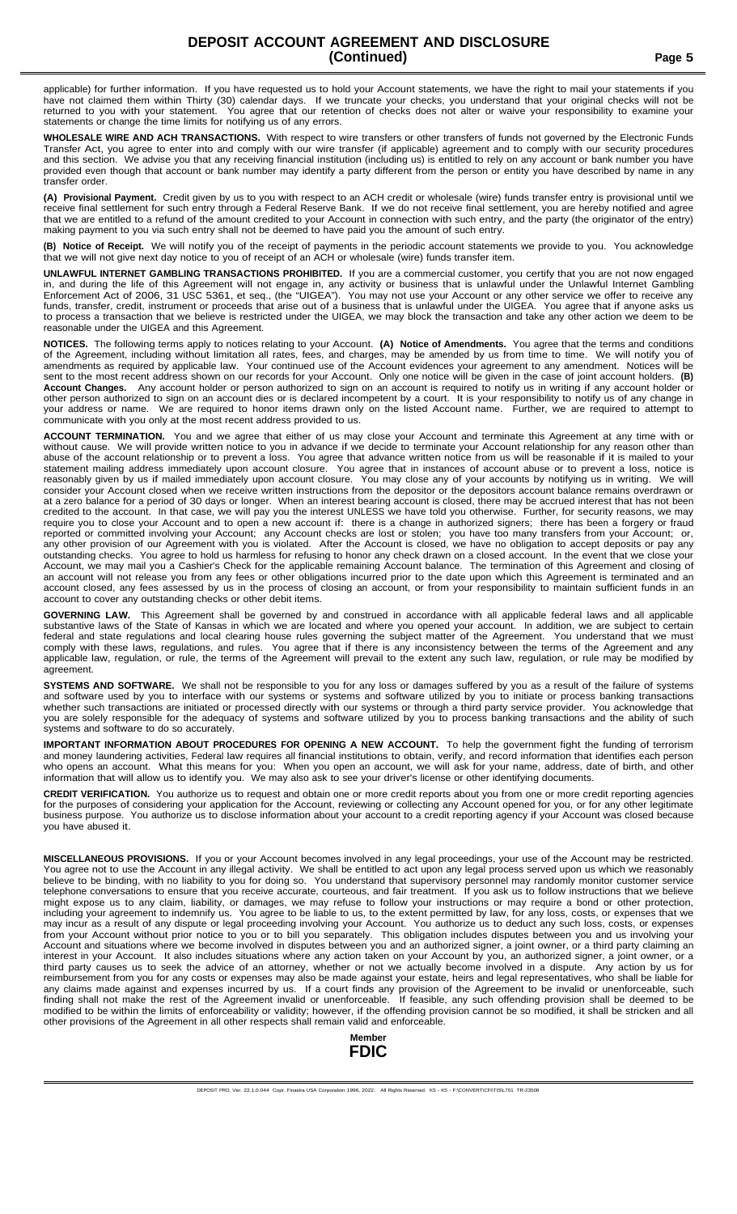applicable) for further information. If you have requested us to hold your Account statements, we have the right to mail your statements if you have not claimed them within Thirty (30) calendar days. If we truncate your checks, you understand that your original checks will not be returned to you with your statement. You agree that our retention of checks does not alter or waive your responsibility to examine your statements or change the time limits for notifying us of any errors.

**WHOLESALE WIRE AND ACH TRANSACTIONS.** With respect to wire transfers or other transfers of funds not governed by the Electronic Funds Transfer Act, you agree to enter into and comply with our wire transfer (if applicable) agreement and to comply with our security procedures and this section. We advise you that any receiving financial institution (including us) is entitled to rely on any account or bank number you have provided even though that account or bank number may identify a party different from the person or entity you have described by name in any transfer order.

**(A) Provisional Payment.** Credit given by us to you with respect to an ACH credit or wholesale (wire) funds transfer entry is provisional until we receive final settlement for such entry through a Federal Reserve Bank. If we do not receive final settlement, you are hereby notified and agree that we are entitled to a refund of the amount credited to your Account in connection with such entry, and the party (the originator of the entry) making payment to you via such entry shall not be deemed to have paid you the amount of such entry.

**(B) Notice of Receipt.** We will notify you of the receipt of payments in the periodic account statements we provide to you. You acknowledge that we will not give next day notice to you of receipt of an ACH or wholesale (wire) funds transfer item.

**UNLAWFUL INTERNET GAMBLING TRANSACTIONS PROHIBITED.** If you are a commercial customer, you certify that you are not now engaged in, and during the life of this Agreement will not engage in, any activity or business that is unlawful under the Unlawful Internet Gambling Enforcement Act of 2006, 31 USC 5361, et seq., (the "UIGEA"). You may not use your Account or any other service we offer to receive any funds, transfer, credit, instrument or proceeds that arise out of a business that is unlawful under the UIGEA. You agree that if anyone asks us to process a transaction that we believe is restricted under the UIGEA, we may block the transaction and take any other action we deem to be reasonable under the UIGEA and this Agreement.

**NOTICES.** The following terms apply to notices relating to your Account. **(A) Notice of Amendments.** You agree that the terms and conditions of the Agreement, including without limitation all rates, fees, and charges, may be amended by us from time to time. We will notify you of amendments as required by applicable law. Your continued use of the Account evidences your agreement to any amendment. Notices will be sent to the most recent address shown on our records for your Account. Only one notice will be given in the case of joint account holders. **(B) Account Changes.** Any account holder or person authorized to sign on an account is required to notify us in writing if any account holder or other person authorized to sign on an account dies or is declared incompetent by a court. It is your responsibility to notify us of any change in your address or name. We are required to honor items drawn only on the listed Account name. Further, we are required to attempt to communicate with you only at the most recent address provided to us.

**ACCOUNT TERMINATION.** You and we agree that either of us may close your Account and terminate this Agreement at any time with or without cause. We will provide written notice to you in advance if we decide to terminate your Account relationship for any reason other than abuse of the account relationship or to prevent a loss. You agree that advance written notice from us will be reasonable if it is mailed to your statement mailing address immediately upon account closure. You agree that in instances of account abuse or to prevent a loss, notice is reasonably given by us if mailed immediately upon account closure. You may close any of your accounts by notifying us in writing. We will consider your Account closed when we receive written instructions from the depositor or the depositors account balance remains overdrawn or at a zero balance for a period of 30 days or longer. When an interest bearing account is closed, there may be accrued interest that has not been credited to the account. In that case, we will pay you the interest UNLESS we have told you otherwise. Further, for security reasons, we may require you to close your Account and to open a new account if: there is a change in authorized signers; there has been a forgery or fraud reported or committed involving your Account; any Account checks are lost or stolen; you have too many transfers from your Account; or, any other provision of our Agreement with you is violated. After the Account is closed, we have no obligation to accept deposits or pay any outstanding checks. You agree to hold us harmless for refusing to honor any check drawn on a closed account. In the event that we close your Account, we may mail you a Cashier's Check for the applicable remaining Account balance. The termination of this Agreement and closing of an account will not release you from any fees or other obligations incurred prior to the date upon which this Agreement is terminated and an account closed, any fees assessed by us in the process of closing an account, or from your responsibility to maintain sufficient funds in an account to cover any outstanding checks or other debit items.

**GOVERNING LAW.** This Agreement shall be governed by and construed in accordance with all applicable federal laws and all applicable substantive laws of the State of Kansas in which we are located and where you opened your account. In addition, we are subject to certain federal and state regulations and local clearing house rules governing the subject matter of the Agreement. You understand that we must comply with these laws, regulations, and rules. You agree that if there is any inconsistency between the terms of the Agreement and any applicable law, regulation, or rule, the terms of the Agreement will prevail to the extent any such law, regulation, or rule may be modified by agreement.

**SYSTEMS AND SOFTWARE.** We shall not be responsible to you for any loss or damages suffered by you as a result of the failure of systems and software used by you to interface with our systems or systems and software utilized by you to initiate or process banking transactions whether such transactions are initiated or processed directly with our systems or through a third party service provider. You acknowledge that you are solely responsible for the adequacy of systems and software utilized by you to process banking transactions and the ability of such systems and software to do so accurately.

**IMPORTANT INFORMATION ABOUT PROCEDURES FOR OPENING A NEW ACCOUNT.** To help the government fight the funding of terrorism and money laundering activities, Federal law requires all financial institutions to obtain, verify, and record information that identifies each person who opens an account. What this means for you: When you open an account, we will ask for your name, address, date of birth, and other information that will allow us to identify you. We may also ask to see your driver's license or other identifying documents.

**CREDIT VERIFICATION.** You authorize us to request and obtain one or more credit reports about you from one or more credit reporting agencies for the purposes of considering your application for the Account, reviewing or collecting any Account opened for you, or for any other legitimate business purpose. You authorize us to disclose information about your account to a credit reporting agency if your Account was closed because you have abused it.

**MISCELLANEOUS PROVISIONS.** If you or your Account becomes involved in any legal proceedings, your use of the Account may be restricted. You agree not to use the Account in any illegal activity. We shall be entitled to act upon any legal process served upon us which we reasonably believe to be binding, with no liability to you for doing so. You understand that supervisory personnel may randomly monitor customer service telephone conversations to ensure that you receive accurate, courteous, and fair treatment. If you ask us to follow instructions that we believe might expose us to any claim, liability, or damages, we may refuse to follow your instructions or may require a bond or other protection, including your agreement to indemnify us. You agree to be liable to us, to the extent permitted by law, for any loss, costs, or expenses that we may incur as a result of any dispute or legal proceeding involving your Account. You authorize us to deduct any such loss, costs, or expenses from your Account without prior notice to you or to bill you separately. This obligation includes disputes between you and us involving your Account and situations where we become involved in disputes between you and an authorized signer, a joint owner, or a third party claiming an interest in your Account. It also includes situations where any action taken on your Account by you, an authorized signer, a joint owner, or a third party causes us to seek the advice of an attorney, whether or not we actually become involved in a dispute. Any action by us for reimbursement from you for any costs or expenses may also be made against your estate, heirs and legal representatives, who shall be liable for any claims made against and expenses incurred by us. If a court finds any provision of the Agreement to be invalid or unenforceable, such finding shall not make the rest of the Agreement invalid or unenforceable. If feasible, any such offending provision shall be deemed to be modified to be within the limits of enforceability or validity; however, if the offending provision cannot be so modified, it shall be stricken and all other provisions of the Agreement in all other respects shall remain valid and enforceable.

**Member FDIC**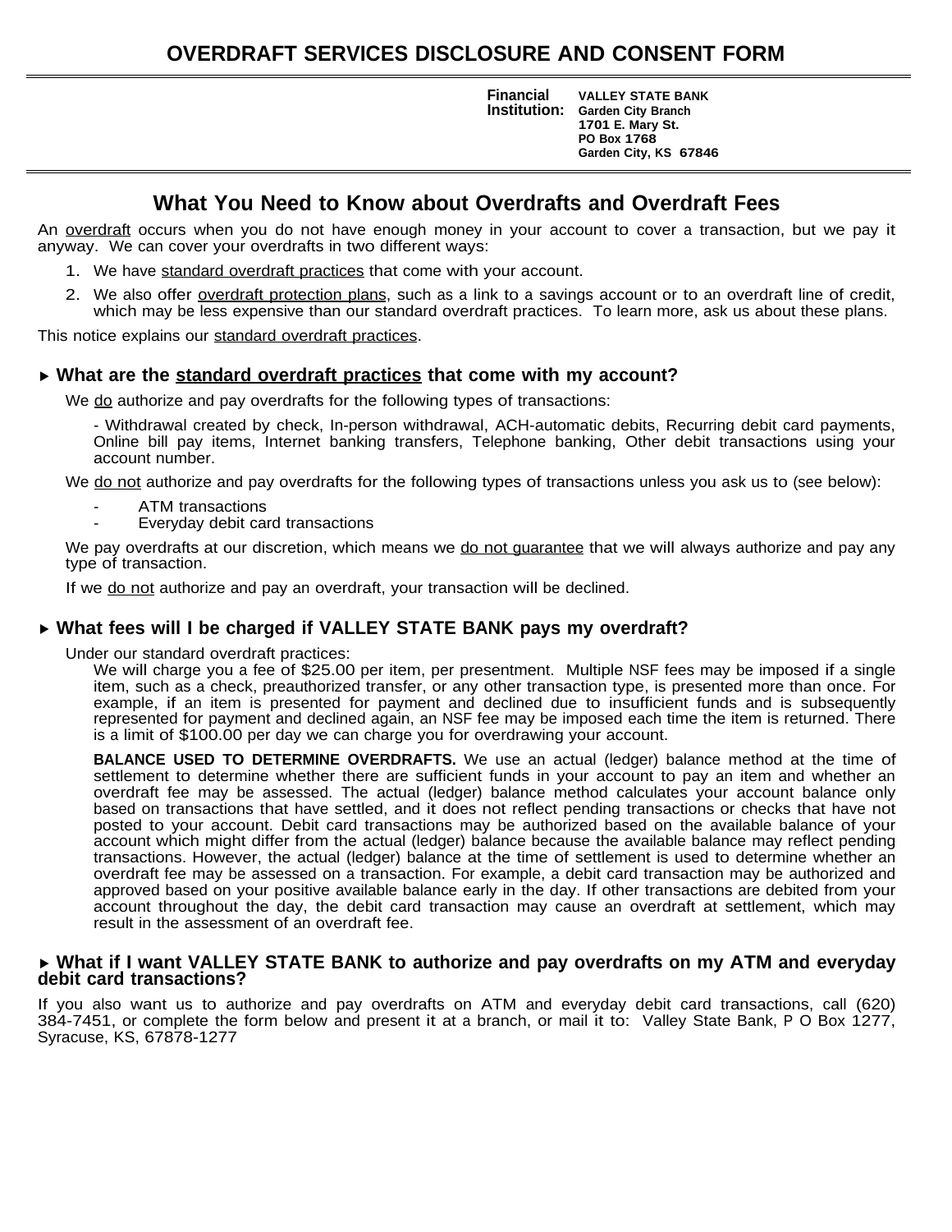# OVERDRAFT SERVICES DISCLOSURE AND CONSENT FORM

**Financial Institution:** **VALLEY STATE BANK**
**Garden City Branch**
**1701 E. Mary St.**
**PO Box 1768**
**Garden City, KS 67846**

## What You Need to Know about Overdrafts and Overdraft Fees

An overdraft occurs when you do not have enough money in your account to cover a transaction, but we pay it anyway. We can cover your overdrafts in two different ways:

1. We have standard overdraft practices that come with your account.
2. We also offer overdraft protection plans, such as a link to a savings account or to an overdraft line of credit, which may be less expensive than our standard overdraft practices. To learn more, ask us about these plans.

This notice explains our standard overdraft practices.

### ▸ What are the standard overdraft practices that come with my account?

We do authorize and pay overdrafts for the following types of transactions:

- Withdrawal created by check, In-person withdrawal, ACH-automatic debits, Recurring debit card payments, Online bill pay items, Internet banking transfers, Telephone banking, Other debit transactions using your account number.

We do not authorize and pay overdrafts for the following types of transactions unless you ask us to (see below):

- ATM transactions
- Everyday debit card transactions

We pay overdrafts at our discretion, which means we do not guarantee that we will always authorize and pay any type of transaction.

If we do not authorize and pay an overdraft, your transaction will be declined.

### ▸ What fees will I be charged if VALLEY STATE BANK pays my overdraft?

Under our standard overdraft practices:

We will charge you a fee of $25.00 per item, per presentment. Multiple NSF fees may be imposed if a single item, such as a check, preauthorized transfer, or any other transaction type, is presented more than once. For example, if an item is presented for payment and declined due to insufficient funds and is subsequently represented for payment and declined again, an NSF fee may be imposed each time the item is returned. There is a limit of $100.00 per day we can charge you for overdrawing your account.

**BALANCE USED TO DETERMINE OVERDRAFTS.** We use an actual (ledger) balance method at the time of settlement to determine whether there are sufficient funds in your account to pay an item and whether an overdraft fee may be assessed. The actual (ledger) balance method calculates your account balance only based on transactions that have settled, and it does not reflect pending transactions or checks that have not posted to your account. Debit card transactions may be authorized based on the available balance of your account which might differ from the actual (ledger) balance because the available balance may reflect pending transactions. However, the actual (ledger) balance at the time of settlement is used to determine whether an overdraft fee may be assessed on a transaction. For example, a debit card transaction may be authorized and approved based on your positive available balance early in the day. If other transactions are debited from your account throughout the day, the debit card transaction may cause an overdraft at settlement, which may result in the assessment of an overdraft fee.

### ▸ What if I want VALLEY STATE BANK to authorize and pay overdrafts on my ATM and everyday debit card transactions?

If you also want us to authorize and pay overdrafts on ATM and everyday debit card transactions, call (620) 384-7451, or complete the form below and present it at a branch, or mail it to: Valley State Bank, P O Box 1277, Syracuse, KS, 67878-1277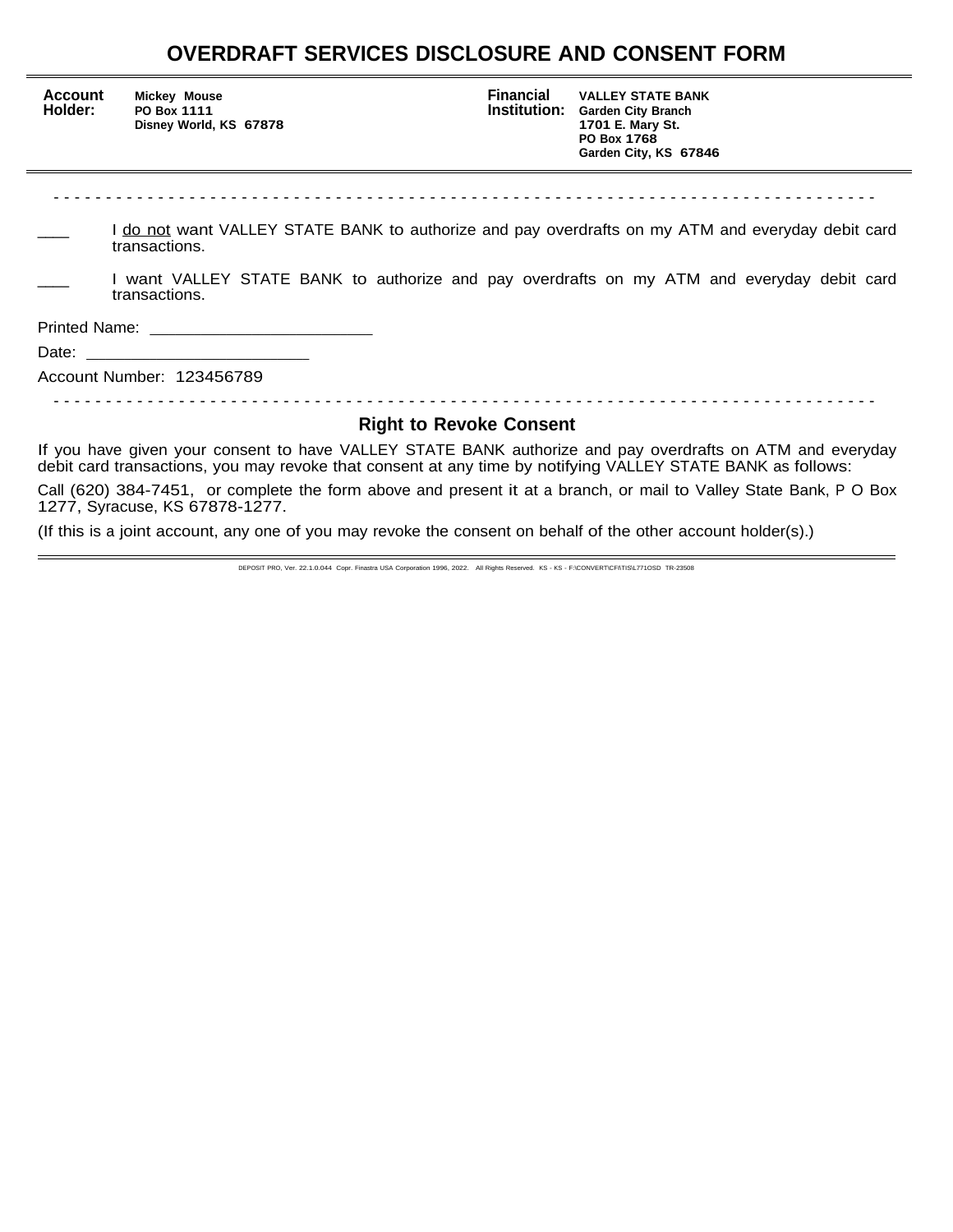# OVERDRAFT SERVICES DISCLOSURE AND CONSENT FORM

| **Account Holder:** | **Mickey Mouse**<br>**PO Box 1111**<br>**Disney World, KS 67878** | **Financial Institution:** | **VALLEY STATE BANK**<br>**Garden City Branch**<br>**1701 E. Mary St.**<br>**PO Box 1768**<br>**Garden City, KS 67846** |
|---|---|---|---|

- - - - - - - - - - - - - - - - - - - - - - - - - - - - - - - - - - - - - - - - - - - - - - - - - - - - - - - - - - - - - - - - - - - - - - - - - - - - -

___ I <u>do not</u> want VALLEY STATE BANK to authorize and pay overdrafts on my ATM and everyday debit card transactions.

___ I want VALLEY STATE BANK to authorize and pay overdrafts on my ATM and everyday debit card transactions.

Printed Name: ________________________

Date: ________________________

Account Number: 123456789

- - - - - - - - - - - - - - - - - - - - - - - - - - - - - - - - - - - - - - - - - - - - - - - - - - - - - - - - - - - - - - - - - - - - - - - - - - - - -

## Right to Revoke Consent

If you have given your consent to have VALLEY STATE BANK authorize and pay overdrafts on ATM and everyday debit card transactions, you may revoke that consent at any time by notifying VALLEY STATE BANK as follows:

Call (620) 384-7451, or complete the form above and present it at a branch, or mail to Valley State Bank, P O Box 1277, Syracuse, KS 67878-1277.

(If this is a joint account, any one of you may revoke the consent on behalf of the other account holder(s).)

DEPOSIT PRO, Ver. 22.1.0.044 Copr. Finastra USA Corporation 1996, 2022. All Rights Reserved. KS - KS - F:\CONVERT\CFI\TIS\L771OSD TR-23508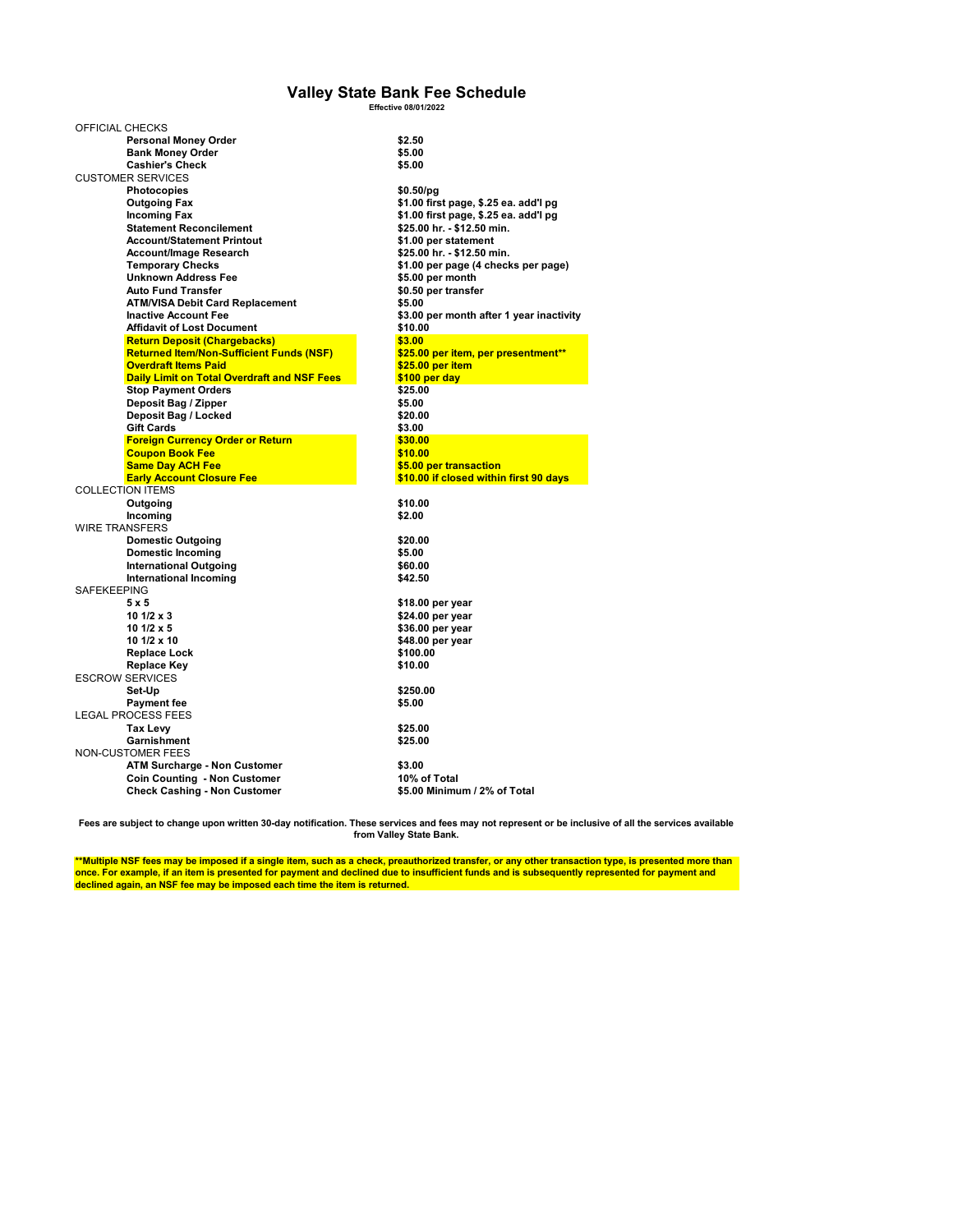# Valley State Bank Fee Schedule

**Effective 08/01/2022**

| | |
|---|---|
| OFFICIAL CHECKS | |
| **Personal Money Order** | **$2.50** |
| **Bank Money Order** | **$5.00** |
| **Cashier's Check** | **$5.00** |
| CUSTOMER SERVICES | |
| **Photocopies** | **$0.50/pg** |
| **Outgoing Fax** | **$1.00 first page, $.25 ea. add'l pg** |
| **Incoming Fax** | **$1.00 first page, $.25 ea. add'l pg** |
| **Statement Reconcilement** | **$25.00 hr. - $12.50 min.** |
| **Account/Statement Printout** | **$1.00 per statement** |
| **Account/Image Research** | **$25.00 hr. - $12.50 min.** |
| **Temporary Checks** | **$1.00 per page (4 checks per page)** |
| **Unknown Address Fee** | **$5.00 per month** |
| **Auto Fund Transfer** | **$0.50 per transfer** |
| **ATM/VISA Debit Card Replacement** | **$5.00** |
| **Inactive Account Fee** | **$3.00 per month after 1 year inactivity** |
| **Affidavit of Lost Document** | **$10.00** |
| **Return Deposit (Chargebacks)** | **$3.00** |
| **Returned Item/Non-Sufficient Funds (NSF)** | **$25.00 per item, per presentment**** |
| **Overdraft Items Paid** | **$25.00 per item** |
| **Daily Limit on Total Overdraft and NSF Fees** | **$100 per day** |
| **Stop Payment Orders** | **$25.00** |
| **Deposit Bag / Zipper** | **$5.00** |
| **Deposit Bag / Locked** | **$20.00** |
| **Gift Cards** | **$3.00** |
| **Foreign Currency Order or Return** | **$30.00** |
| **Coupon Book Fee** | **$10.00** |
| **Same Day ACH Fee** | **$5.00 per transaction** |
| **Early Account Closure Fee** | **$10.00 if closed within first 90 days** |
| COLLECTION ITEMS | |
| **Outgoing** | **$10.00** |
| **Incoming** | **$2.00** |
| WIRE TRANSFERS | |
| **Domestic Outgoing** | **$20.00** |
| **Domestic Incoming** | **$5.00** |
| **International Outgoing** | **$60.00** |
| **International Incoming** | **$42.50** |
| SAFEKEEPING | |
| **5 x 5** | **$18.00 per year** |
| **10 1/2 x 3** | **$24.00 per year** |
| **10 1/2 x 5** | **$36.00 per year** |
| **10 1/2 x 10** | **$48.00 per year** |
| **Replace Lock** | **$100.00** |
| **Replace Key** | **$10.00** |
| ESCROW SERVICES | |
| **Set-Up** | **$250.00** |
| **Payment fee** | **$5.00** |
| LEGAL PROCESS FEES | |
| **Tax Levy** | **$25.00** |
| **Garnishment** | **$25.00** |
| NON-CUSTOMER FEES | |
| **ATM Surcharge - Non Customer** | **$3.00** |
| **Coin Counting - Non Customer** | **10% of Total** |
| **Check Cashing - Non Customer** | **$5.00 Minimum / 2% of Total** |

**Fees are subject to change upon written 30-day notification. These services and fees may not represent or be inclusive of all the services available from Valley State Bank.**

****Multiple NSF fees may be imposed if a single item, such as a check, preauthorized transfer, or any other transaction type, is presented more than once. For example, if an item is presented for payment and declined due to insufficient funds and is subsequently represented for payment and declined again, an NSF fee may be imposed each time the item is returned.**